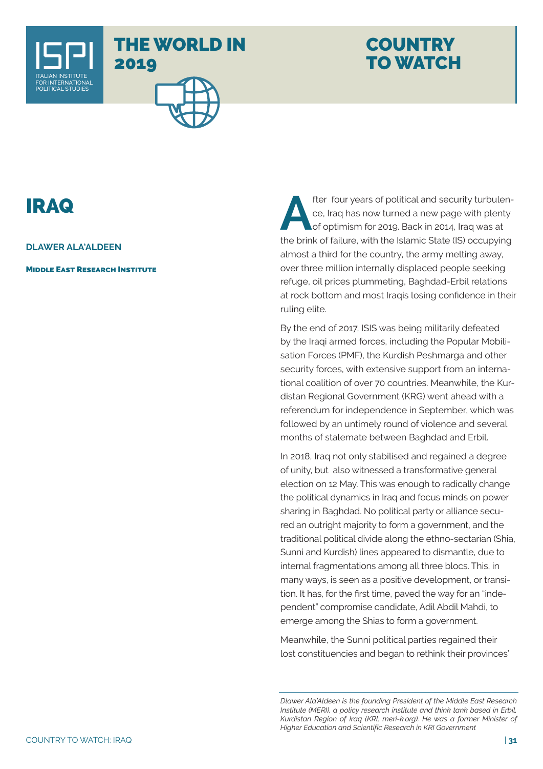# IRAQ

**DLAWER ALA'ALDEEN**

**Middle East Research Institute**

After four years of political and security turbulence, Iraq has now turned a new page with plenty of optimism for 2019. Back in 2014, Iraq was at the brink of failure, with the Islamic State (IS) occupying almost a third for the country, the army melting away, over three million internally displaced people seeking refuge, oil prices plummeting, Baghdad-Erbil relations at rock bottom and most Iraqis losing confidence in their ruling elite.

By the end of 2017, ISIS was being militarily defeated by the Iraqi armed forces, including the Popular Mobilisation Forces (PMF), the Kurdish Peshmarga and other security forces, with extensive support from an international coalition of over 70 countries. Meanwhile, the Kurdistan Regional Government (KRG) went ahead with a referendum for independence in September, which was followed by an untimely round of violence and several months of stalemate between Baghdad and Erbil.

In 2018, Iraq not only stabilised and regained a degree of unity, but also witnessed a transformative general election on 12 May. This was enough to radically change the political dynamics in Iraq and focus minds on power sharing in Baghdad. No political party or alliance secured an outright majority to form a government, and the traditional political divide along the ethno-sectarian (Shia, Sunni and Kurdish) lines appeared to dismantle, due to internal fragmentations among all three blocs. This, in many ways, is seen as a positive development, or transition. It has, for the first time, paved the way for an "independent" compromise candidate, Adil Abdil Mahdi, to emerge among the Shias to form a government.

Meanwhile, the Sunni political parties regained their lost constituencies and began to rethink their provinces'

*Dlawer Ala'Aldeen is the founding President of the Middle East Research Institute (MERI), a policy research institute and think tank based in Erbil, Kurdistan Region of Iraq (KRI, meri-k.org). He was a former Minister of Higher Education and Scientific Research in KRI Government*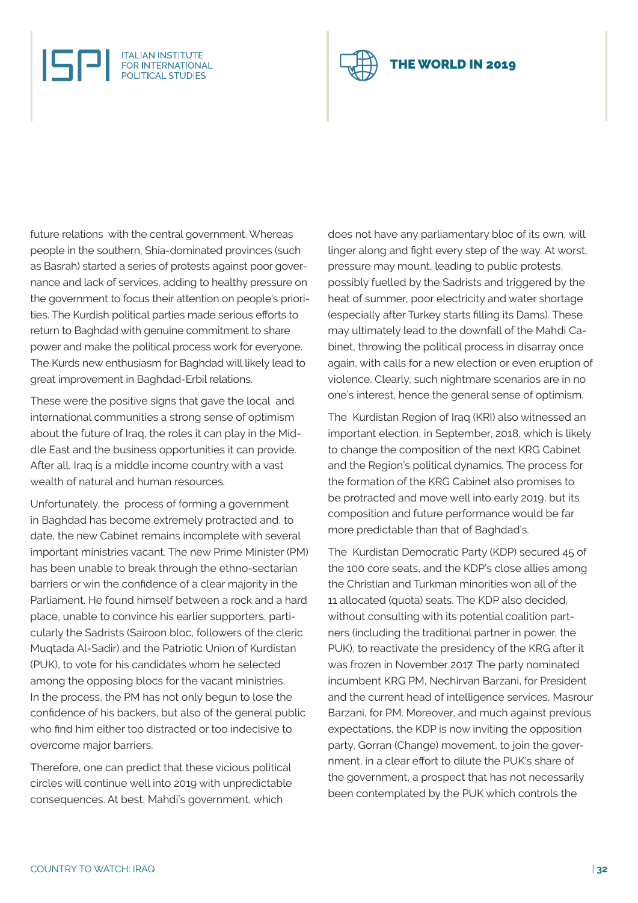future relations with the central government. Whereas people in the southern, Shia-dominated provinces (such as Basrah) started a series of protests against poor governance and lack of services, adding to healthy pressure on the government to focus their attention on people's priorities. The Kurdish political parties made serious efforts to return to Baghdad with genuine commitment to share power and make the political process work for everyone. The Kurds new enthusiasm for Baghdad will likely lead to great improvement in Baghdad-Erbil relations.

These were the positive signs that gave the local and international communities a strong sense of optimism about the future of Iraq, the roles it can play in the Middle East and the business opportunities it can provide. After all, Iraq is a middle income country with a vast wealth of natural and human resources.

Unfortunately, the process of forming a government in Baghdad has become extremely protracted and, to date, the new Cabinet remains incomplete with several important ministries vacant. The new Prime Minister (PM) has been unable to break through the ethno-sectarian barriers or win the confidence of a clear majority in the Parliament. He found himself between a rock and a hard place, unable to convince his earlier supporters, particularly the Sadrists (Sairoon bloc, followers of the cleric Muqtada Al-Sadir) and the Patriotic Union of Kurdistan (PUK), to vote for his candidates whom he selected among the opposing blocs for the vacant ministries. In the process, the PM has not only begun to lose the confidence of his backers, but also of the general public who find him either too distracted or too indecisive to overcome major barriers.

Therefore, one can predict that these vicious political circles will continue well into 2019 with unpredictable consequences. At best, Mahdi's government, which does not have any parliamentary bloc of its own, will linger along and fight every step of the way. At worst, pressure may mount, leading to public protests, possibly fuelled by the Sadrists and triggered by the heat of summer, poor electricity and water shortage (especially after Turkey starts filling its Dams). These may ultimately lead to the downfall of the Mahdi Cabinet, throwing the political process in disarray once again, with calls for a new election or even eruption of violence. Clearly, such nightmare scenarios are in no one's interest, hence the general sense of optimism.

The Kurdistan Region of Iraq (KRI) also witnessed an important election, in September, 2018, which is likely to change the composition of the next KRG Cabinet and the Region's political dynamics. The process for the formation of the KRG Cabinet also promises to be protracted and move well into early 2019, but its composition and future performance would be far more predictable than that of Baghdad's.

The Kurdistan Democratic Party (KDP) secured 45 of the 100 core seats, and the KDP's close allies among the Christian and Turkman minorities won all of the 11 allocated (quota) seats. The KDP also decided, without consulting with its potential coalition partners (including the traditional partner in power, the PUK), to reactivate the presidency of the KRG after it was frozen in November 2017. The party nominated incumbent KRG PM, Nechirvan Barzani, for President and the current head of intelligence services, Masrour Barzani, for PM. Moreover, and much against previous expectations, the KDP is now inviting the opposition party, Gorran (Change) movement, to join the government, in a clear effort to dilute the PUK's share of the government, a prospect that has not necessarily been contemplated by the PUK which controls the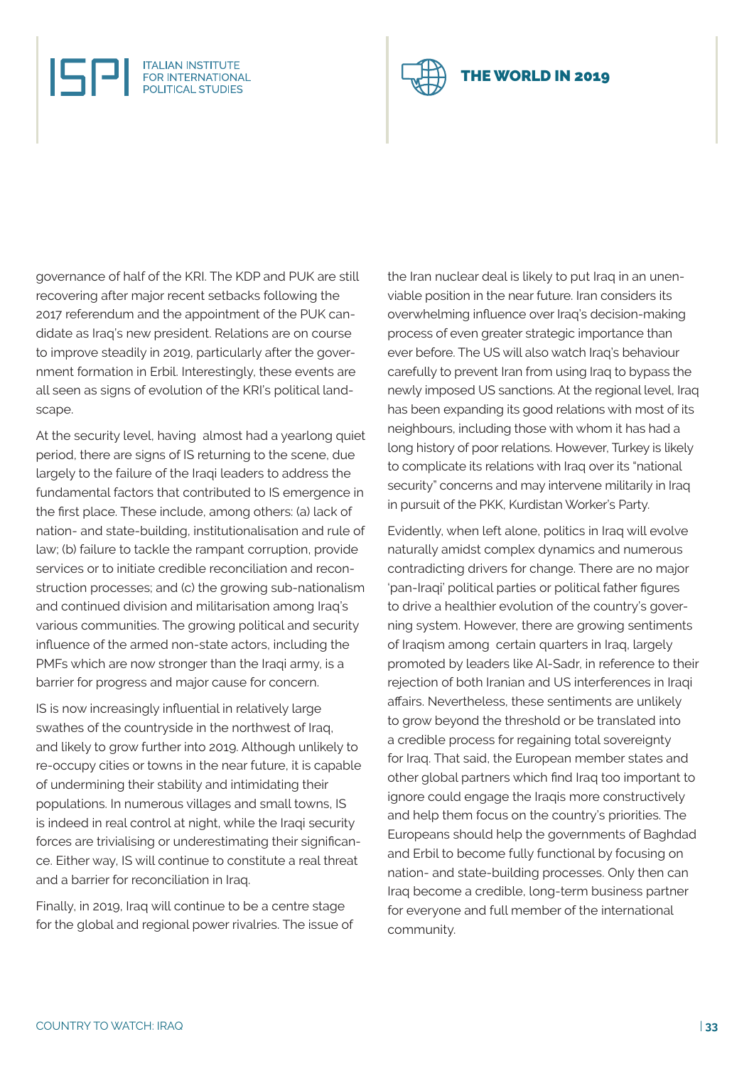governance of half of the KRI. The KDP and PUK are still recovering after major recent setbacks following the 2017 referendum and the appointment of the PUK candidate as Iraq's new president. Relations are on course to improve steadily in 2019, particularly after the government formation in Erbil. Interestingly, these events are all seen as signs of evolution of the KRI's political landscape.

At the security level, having almost had a yearlong quiet period, there are signs of IS returning to the scene, due largely to the failure of the Iraqi leaders to address the fundamental factors that contributed to IS emergence in the first place. These include, among others: (a) lack of nation- and state-building, institutionalisation and rule of law; (b) failure to tackle the rampant corruption, provide services or to initiate credible reconciliation and reconstruction processes; and (c) the growing sub-nationalism and continued division and militarisation among Iraq's various communities. The growing political and security influence of the armed non-state actors, including the PMFs which are now stronger than the Iraqi army, is a barrier for progress and major cause for concern.

IS is now increasingly influential in relatively large swathes of the countryside in the northwest of Iraq, and likely to grow further into 2019. Although unlikely to re-occupy cities or towns in the near future, it is capable of undermining their stability and intimidating their populations. In numerous villages and small towns, IS is indeed in real control at night, while the Iraqi security forces are trivialising or underestimating their significance. Either way, IS will continue to constitute a real threat and a barrier for reconciliation in Iraq.

Finally, in 2019, Iraq will continue to be a centre stage for the global and regional power rivalries. The issue of the Iran nuclear deal is likely to put Iraq in an unenviable position in the near future. Iran considers its overwhelming influence over Iraq's decision-making process of even greater strategic importance than ever before. The US will also watch Iraq's behaviour carefully to prevent Iran from using Iraq to bypass the newly imposed US sanctions. At the regional level, Iraq has been expanding its good relations with most of its neighbours, including those with whom it has had a long history of poor relations. However, Turkey is likely to complicate its relations with Iraq over its "national security" concerns and may intervene militarily in Iraq in pursuit of the PKK, Kurdistan Worker's Party.

Evidently, when left alone, politics in Iraq will evolve naturally amidst complex dynamics and numerous contradicting drivers for change. There are no major 'pan-Iraqi' political parties or political father figures to drive a healthier evolution of the country's governing system. However, there are growing sentiments of Iraqism among certain quarters in Iraq, largely promoted by leaders like Al-Sadr, in reference to their rejection of both Iranian and US interferences in Iraqi affairs. Nevertheless, these sentiments are unlikely to grow beyond the threshold or be translated into a credible process for regaining total sovereignty for Iraq. That said, the European member states and other global partners which find Iraq too important to ignore could engage the Iraqis more constructively and help them focus on the country's priorities. The Europeans should help the governments of Baghdad and Erbil to become fully functional by focusing on nation- and state-building processes. Only then can Iraq become a credible, long-term business partner for everyone and full member of the international community.